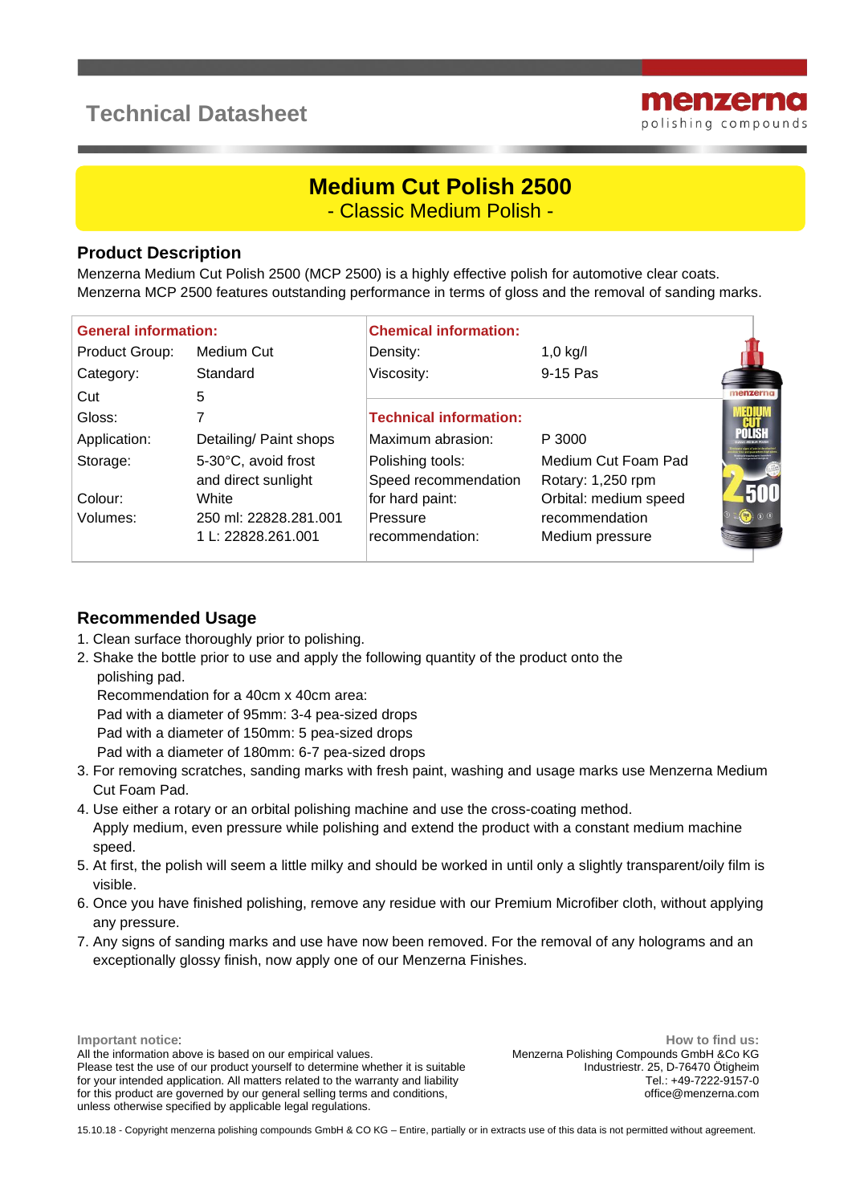# Technical Datasheet

menzerna
polishing compounds

## Medium Cut Polish 2500

- Classic Medium Polish -

### Product Description

Menzerna Medium Cut Polish 2500 (MCP 2500) is a highly effective polish for automotive clear coats. Menzerna MCP 2500 features outstanding performance in terms of gloss and the removal of sanding marks.

| General information: | | Chemical information: | |
|---|---|---|---|
| Product Group: | Medium Cut | Density: | 1,0 kg/l |
| Category: | Standard | Viscosity: | 9-15 Pas |
| Cut | 5 | | |
| Gloss: | 7 | **Technical information:** | |
| Application: | Detailing/ Paint shops | Maximum abrasion: | P 3000 |
| Storage: | 5-30°C, avoid frost and direct sunlight | Polishing tools: | Medium Cut Foam Pad |
| | | Speed recommendation for hard paint: | Rotary: 1,250 rpm<br>Orbital: medium speed recommendation |
| Colour: | White | | |
| Volumes: | 250 ml: 22828.281.001<br>1 L: 22828.261.001 | Pressure recommendation: | Medium pressure |

### Recommended Usage

1. Clean surface thoroughly prior to polishing.
2. Shake the bottle prior to use and apply the following quantity of the product onto the polishing pad.
   Recommendation for a 40cm x 40cm area:
   Pad with a diameter of 95mm: 3-4 pea-sized drops
   Pad with a diameter of 150mm: 5 pea-sized drops
   Pad with a diameter of 180mm: 6-7 pea-sized drops
3. For removing scratches, sanding marks with fresh paint, washing and usage marks use Menzerna Medium Cut Foam Pad.
4. Use either a rotary or an orbital polishing machine and use the cross-coating method.
   Apply medium, even pressure while polishing and extend the product with a constant medium machine speed.
5. At first, the polish will seem a little milky and should be worked in until only a slightly transparent/oily film is visible.
6. Once you have finished polishing, remove any residue with our Premium Microfiber cloth, without applying any pressure.
7. Any signs of sanding marks and use have now been removed. For the removal of any holograms and an exceptionally glossy finish, now apply one of our Menzerna Finishes.

**Important notice:**
All the information above is based on our empirical values.
Please test the use of our product yourself to determine whether it is suitable for your intended application. All matters related to the warranty and liability for this product are governed by our general selling terms and conditions, unless otherwise specified by applicable legal regulations.

**How to find us:**
Menzerna Polishing Compounds GmbH &Co KG
Industriestr. 25, D-76470 Ötigheim
Tel.: +49-7222-9157-0
office@menzerna.com

15.10.18 - Copyright menzerna polishing compounds GmbH & CO KG – Entire, partially or in extracts use of this data is not permitted without agreement.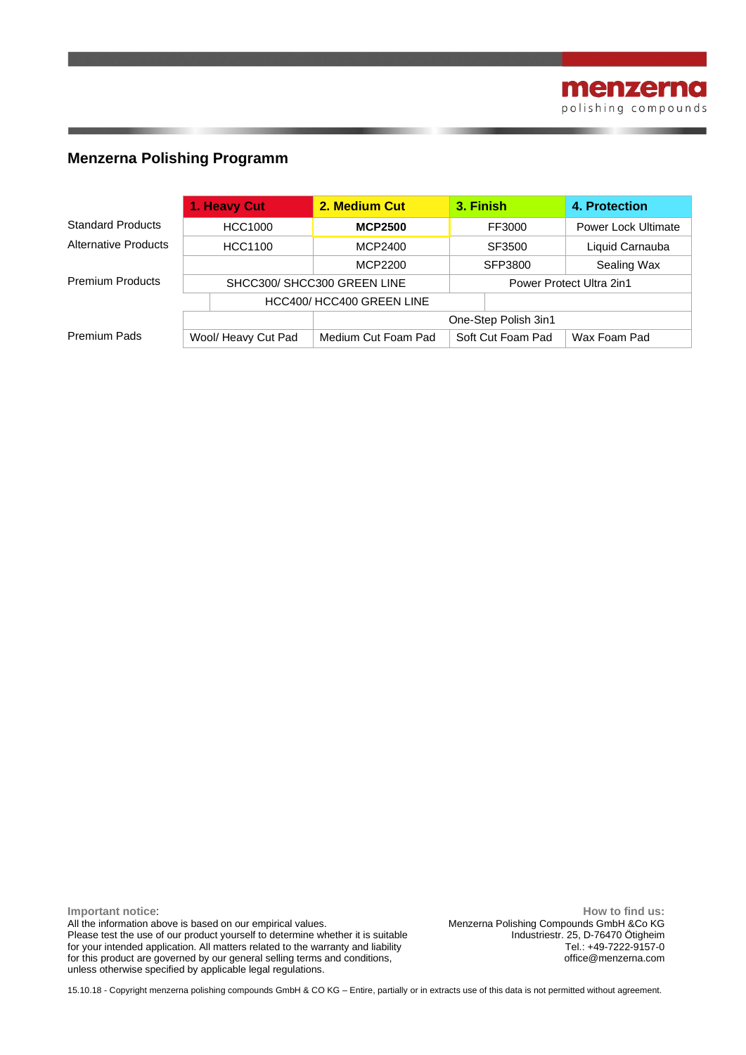menzerna
polishing compounds

## Menzerna Polishing Programm

| | 1. Heavy Cut | 2. Medium Cut | 3. Finish | 4. Protection |
|---|---|---|---|---|
| Standard Products | HCC1000 | **MCP2500** | FF3000 | Power Lock Ultimate |
| Alternative Products | HCC1100 | MCP2400 | SF3500 | Liquid Carnauba |
| | | MCP2200 | SFP3800 | Sealing Wax |
| Premium Products | SHCC300/ SHCC300 GREEN LINE | | Power Protect Ultra 2in1 | |
| | HCC400/ HCC400 GREEN LINE | | | |
| | | One-Step Polish 3in1 | | |
| Premium Pads | Wool/ Heavy Cut Pad | Medium Cut Foam Pad | Soft Cut Foam Pad | Wax Foam Pad |

**Important notice:**
All the information above is based on our empirical values.
Please test the use of our product yourself to determine whether it is suitable for your intended application. All matters related to the warranty and liability for this product are governed by our general selling terms and conditions, unless otherwise specified by applicable legal regulations.

**How to find us:**
Menzerna Polishing Compounds GmbH &Co KG
Industriestr. 25, D-76470 Ötigheim
Tel.: +49-7222-9157-0
office@menzerna.com

15.10.18 - Copyright menzerna polishing compounds GmbH & CO KG – Entire, partially or in extracts use of this data is not permitted without agreement.